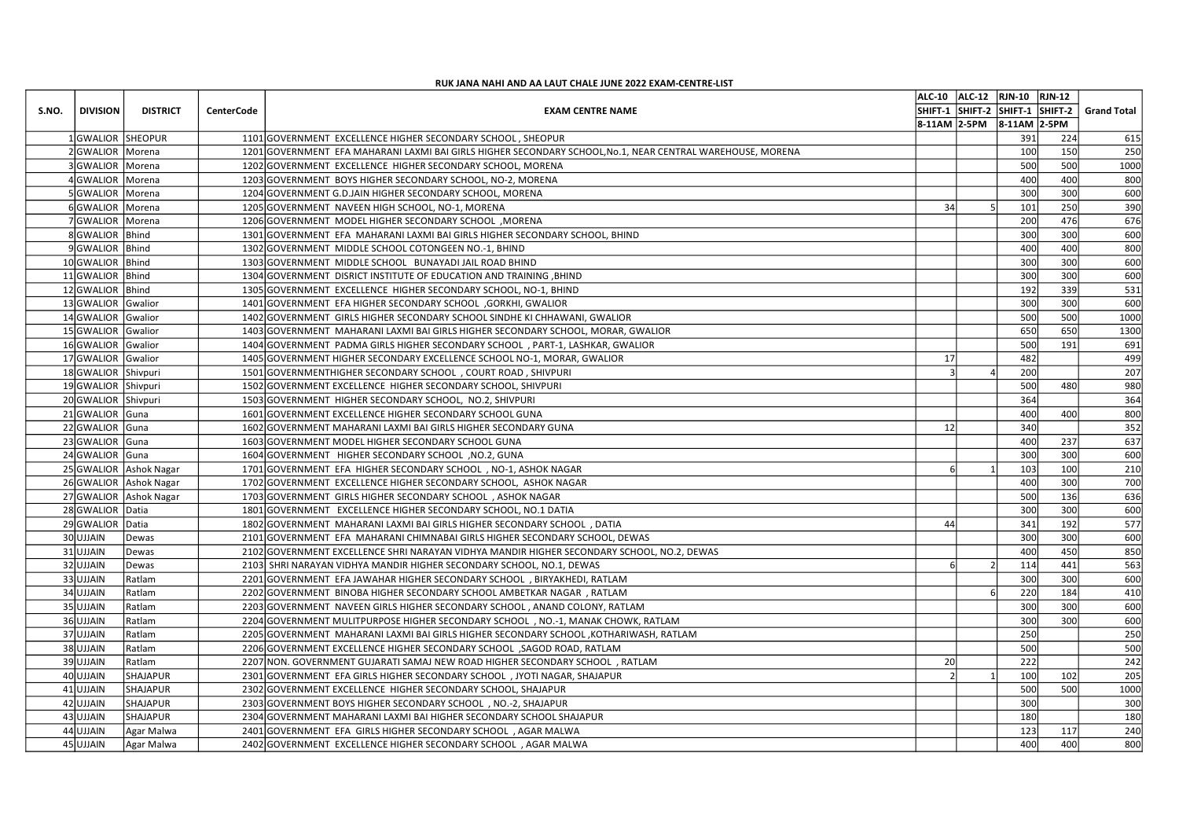**RUK JANA NAHI AND AA LAUT CHALE JUNE 2022 EXAM-CENTRE-LIST**

| S.NO. | DIVISION | DISTRICT | CenterCode | EXAM CENTRE NAME | ALC-10 SHIFT-1 8-11AM | ALC-12 SHIFT-2 2-5PM | RJN-10 SHIFT-1 8-11AM | RJN-12 SHIFT-2 2-5PM | Grand Total |
|---|---|---|---|---|---|---|---|---|---|
| 1 | GWALIOR | SHEOPUR | 1101 | GOVERNMENT EXCELLENCE HIGHER SECONDARY SCHOOL , SHEOPUR | | | 391 | 224 | 615 |
| 2 | GWALIOR | Morena | 1201 | GOVERNMENT EFA MAHARANI LAXMI BAI GIRLS HIGHER SECONDARY SCHOOL,No.1, NEAR CENTRAL WAREHOUSE, MORENA | | | 100 | 150 | 250 |
| 3 | GWALIOR | Morena | 1202 | GOVERNMENT EXCELLENCE HIGHER SECONDARY SCHOOL, MORENA | | | 500 | 500 | 1000 |
| 4 | GWALIOR | Morena | 1203 | GOVERNMENT BOYS HIGHER SECONDARY SCHOOL, NO-2, MORENA | | | 400 | 400 | 800 |
| 5 | GWALIOR | Morena | 1204 | GOVERNMENT G.D.JAIN HIGHER SECONDARY SCHOOL, MORENA | | | 300 | 300 | 600 |
| 6 | GWALIOR | Morena | 1205 | GOVERNMENT NAVEEN HIGH SCHOOL, NO-1, MORENA | 34 | 5 | 101 | 250 | 390 |
| 7 | GWALIOR | Morena | 1206 | GOVERNMENT MODEL HIGHER SECONDARY SCHOOL ,MORENA | | | 200 | 476 | 676 |
| 8 | GWALIOR | Bhind | 1301 | GOVERNMENT EFA MAHARANI LAXMI BAI GIRLS HIGHER SECONDARY SCHOOL, BHIND | | | 300 | 300 | 600 |
| 9 | GWALIOR | Bhind | 1302 | GOVERNMENT MIDDLE SCHOOL COTONGEEN NO.-1, BHIND | | | 400 | 400 | 800 |
| 10 | GWALIOR | Bhind | 1303 | GOVERNMENT MIDDLE SCHOOL BUNAYADI JAIL ROAD BHIND | | | 300 | 300 | 600 |
| 11 | GWALIOR | Bhind | 1304 | GOVERNMENT DISRICT INSTITUTE OF EDUCATION AND TRAINING ,BHIND | | | 300 | 300 | 600 |
| 12 | GWALIOR | Bhind | 1305 | GOVERNMENT EXCELLENCE HIGHER SECONDARY SCHOOL, NO-1, BHIND | | | 192 | 339 | 531 |
| 13 | GWALIOR | Gwalior | 1401 | GOVERNMENT EFA HIGHER SECONDARY SCHOOL ,GORKHI, GWALIOR | | | 300 | 300 | 600 |
| 14 | GWALIOR | Gwalior | 1402 | GOVERNMENT GIRLS HIGHER SECONDARY SCHOOL SINDHE KI CHHAWANI, GWALIOR | | | 500 | 500 | 1000 |
| 15 | GWALIOR | Gwalior | 1403 | GOVERNMENT MAHARANI LAXMI BAI GIRLS HIGHER SECONDARY SCHOOL, MORAR, GWALIOR | | | 650 | 650 | 1300 |
| 16 | GWALIOR | Gwalior | 1404 | GOVERNMENT PADMA GIRLS HIGHER SECONDARY SCHOOL , PART-1, LASHKAR, GWALIOR | | | 500 | 191 | 691 |
| 17 | GWALIOR | Gwalior | 1405 | GOVERNMENT HIGHER SECONDARY EXCELLENCE SCHOOL NO-1, MORAR, GWALIOR | 17 | | 482 | | 499 |
| 18 | GWALIOR | Shivpuri | 1501 | GOVERNMENTHIGHER SECONDARY SCHOOL , COURT ROAD , SHIVPURI | 3 | 4 | 200 | | 207 |
| 19 | GWALIOR | Shivpuri | 1502 | GOVERNMENT EXCELLENCE HIGHER SECONDARY SCHOOL, SHIVPURI | | | 500 | 480 | 980 |
| 20 | GWALIOR | Shivpuri | 1503 | GOVERNMENT HIGHER SECONDARY SCHOOL, NO.2, SHIVPURI | | | 364 | | 364 |
| 21 | GWALIOR | Guna | 1601 | GOVERNMENT EXCELLENCE HIGHER SECONDARY SCHOOL GUNA | | | 400 | 400 | 800 |
| 22 | GWALIOR | Guna | 1602 | GOVERNMENT MAHARANI LAXMI BAI GIRLS HIGHER SECONDARY GUNA | 12 | | 340 | | 352 |
| 23 | GWALIOR | Guna | 1603 | GOVERNMENT MODEL HIGHER SECONDARY SCHOOL GUNA | | | 400 | 237 | 637 |
| 24 | GWALIOR | Guna | 1604 | GOVERNMENT HIGHER SECONDARY SCHOOL ,NO.2, GUNA | | | 300 | 300 | 600 |
| 25 | GWALIOR | Ashok Nagar | 1701 | GOVERNMENT EFA HIGHER SECONDARY SCHOOL , NO-1, ASHOK NAGAR | 6 | 1 | 103 | 100 | 210 |
| 26 | GWALIOR | Ashok Nagar | 1702 | GOVERNMENT EXCELLENCE HIGHER SECONDARY SCHOOL, ASHOK NAGAR | | | 400 | 300 | 700 |
| 27 | GWALIOR | Ashok Nagar | 1703 | GOVERNMENT GIRLS HIGHER SECONDARY SCHOOL , ASHOK NAGAR | | | 500 | 136 | 636 |
| 28 | GWALIOR | Datia | 1801 | GOVERNMENT EXCELLENCE HIGHER SECONDARY SCHOOL, NO.1 DATIA | | | 300 | 300 | 600 |
| 29 | GWALIOR | Datia | 1802 | GOVERNMENT MAHARANI LAXMI BAI GIRLS HIGHER SECONDARY SCHOOL , DATIA | 44 | | 341 | 192 | 577 |
| 30 | UJJAIN | Dewas | 2101 | GOVERNMENT EFA MAHARANI CHIMNABAI GIRLS HIGHER SECONDARY SCHOOL, DEWAS | | | 300 | 300 | 600 |
| 31 | UJJAIN | Dewas | 2102 | GOVERNMENT EXCELLENCE SHRI NARAYAN VIDHYA MANDIR HIGHER SECONDARY SCHOOL, NO.2, DEWAS | | | 400 | 450 | 850 |
| 32 | UJJAIN | Dewas | 2103 | SHRI NARAYAN VIDHYA MANDIR HIGHER SECONDARY SCHOOL, NO.1, DEWAS | 6 | 2 | 114 | 441 | 563 |
| 33 | UJJAIN | Ratlam | 2201 | GOVERNMENT EFA JAWAHAR HIGHER SECONDARY SCHOOL , BIRYAKHEDI, RATLAM | | | 300 | 300 | 600 |
| 34 | UJJAIN | Ratlam | 2202 | GOVERNMENT BINOBA HIGHER SECONDARY SCHOOL AMBETKAR NAGAR , RATLAM | | 6 | 220 | 184 | 410 |
| 35 | UJJAIN | Ratlam | 2203 | GOVERNMENT NAVEEN GIRLS HIGHER SECONDARY SCHOOL , ANAND COLONY, RATLAM | | | 300 | 300 | 600 |
| 36 | UJJAIN | Ratlam | 2204 | GOVERNMENT MULITPURPOSE HIGHER SECONDARY SCHOOL , NO.-1, MANAK CHOWK, RATLAM | | | 300 | 300 | 600 |
| 37 | UJJAIN | Ratlam | 2205 | GOVERNMENT MAHARANI LAXMI BAI GIRLS HIGHER SECONDARY SCHOOL ,KOTHARIWASH, RATLAM | | | 250 | | 250 |
| 38 | UJJAIN | Ratlam | 2206 | GOVERNMENT EXCELLENCE HIGHER SECONDARY SCHOOL ,SAGOD ROAD, RATLAM | | | 500 | | 500 |
| 39 | UJJAIN | Ratlam | 2207 | NON. GOVERNMENT GUJARATI SAMAJ NEW ROAD HIGHER SECONDARY SCHOOL , RATLAM | 20 | | 222 | | 242 |
| 40 | UJJAIN | SHAJAPUR | 2301 | GOVERNMENT EFA GIRLS HIGHER SECONDARY SCHOOL , JYOTI NAGAR, SHAJAPUR | 2 | 1 | 100 | 102 | 205 |
| 41 | UJJAIN | SHAJAPUR | 2302 | GOVERNMENT EXCELLENCE HIGHER SECONDARY SCHOOL, SHAJAPUR | | | 500 | 500 | 1000 |
| 42 | UJJAIN | SHAJAPUR | 2303 | GOVERNMENT BOYS HIGHER SECONDARY SCHOOL , NO.-2, SHAJAPUR | | | 300 | | 300 |
| 43 | UJJAIN | SHAJAPUR | 2304 | GOVERNMENT MAHARANI LAXMI BAI HIGHER SECONDARY SCHOOL SHAJAPUR | | | 180 | | 180 |
| 44 | UJJAIN | Agar Malwa | 2401 | GOVERNMENT EFA GIRLS HIGHER SECONDARY SCHOOL , AGAR MALWA | | | 123 | 117 | 240 |
| 45 | UJJAIN | Agar Malwa | 2402 | GOVERNMENT EXCELLENCE HIGHER SECONDARY SCHOOL , AGAR MALWA | | | 400 | 400 | 800 |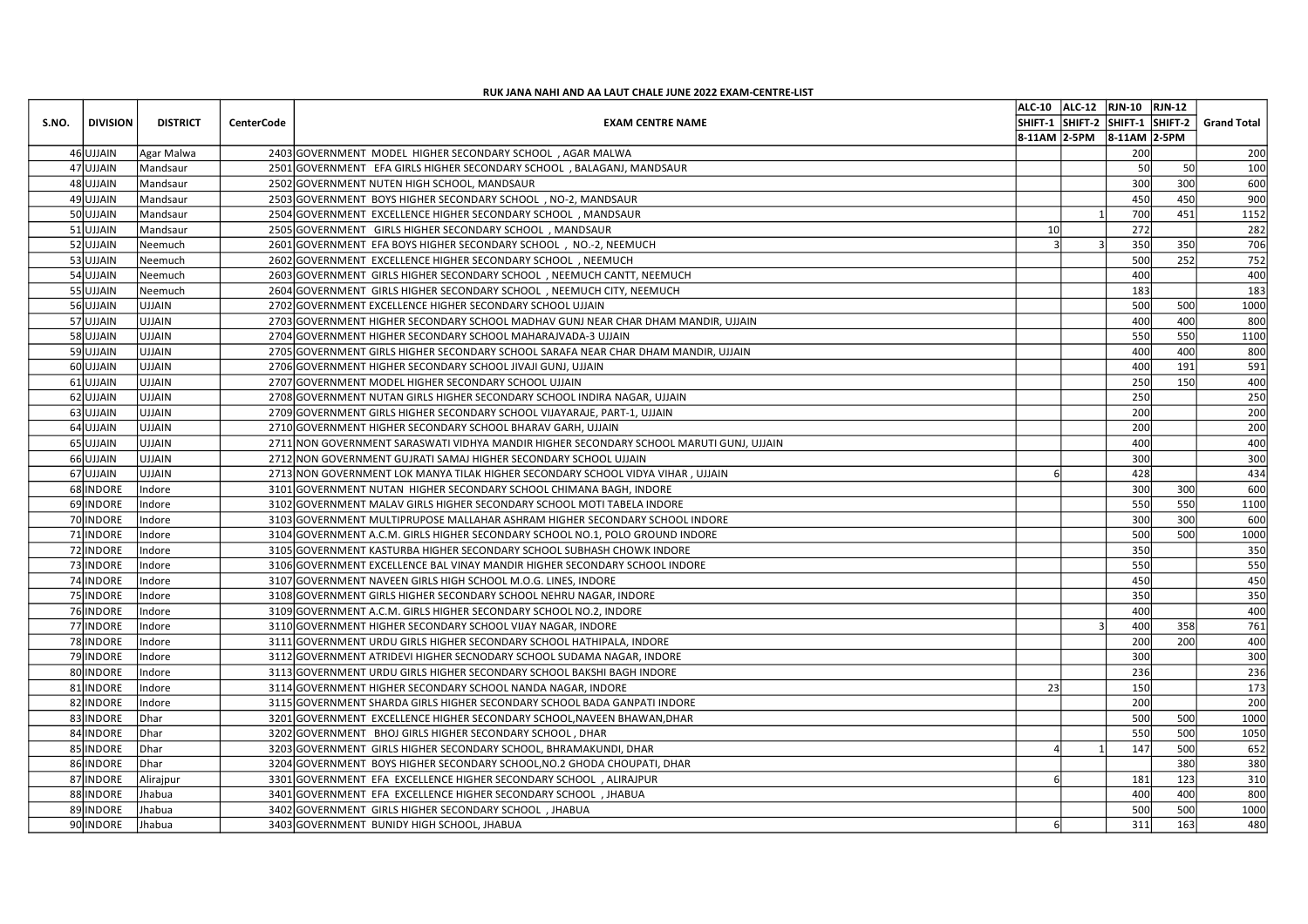**RUK JANA NAHI AND AA LAUT CHALE JUNE 2022 EXAM-CENTRE-LIST**

| S.NO. | DIVISION | DISTRICT | CenterCode | EXAM CENTRE NAME | ALC-10 | ALC-12 | RJN-10 | RJN-12 | Grand Total |
|---|---|---|---|---|---|---|---|---|---|
| | | | | | SHIFT-1 | SHIFT-2 | SHIFT-1 | SHIFT-2 | |
| | | | | | 8-11AM | 2-5PM | 8-11AM | 2-5PM | |
| 46 | UJJAIN | Agar Malwa | 2403 | GOVERNMENT MODEL HIGHER SECONDARY SCHOOL , AGAR MALWA | | | 200 | | 200 |
| 47 | UJJAIN | Mandsaur | 2501 | GOVERNMENT EFA GIRLS HIGHER SECONDARY SCHOOL , BALAGANJ, MANDSAUR | | | 50 | 50 | 100 |
| 48 | UJJAIN | Mandsaur | 2502 | GOVERNMENT NUTEN HIGH SCHOOL, MANDSAUR | | | 300 | 300 | 600 |
| 49 | UJJAIN | Mandsaur | 2503 | GOVERNMENT BOYS HIGHER SECONDARY SCHOOL , NO-2, MANDSAUR | | | 450 | 450 | 900 |
| 50 | UJJAIN | Mandsaur | 2504 | GOVERNMENT EXCELLENCE HIGHER SECONDARY SCHOOL , MANDSAUR | | 1 | 700 | 451 | 1152 |
| 51 | UJJAIN | Mandsaur | 2505 | GOVERNMENT GIRLS HIGHER SECONDARY SCHOOL , MANDSAUR | 10 | | 272 | | 282 |
| 52 | UJJAIN | Neemuch | 2601 | GOVERNMENT EFA BOYS HIGHER SECONDARY SCHOOL , NO.-2, NEEMUCH | 3 | 3 | 350 | 350 | 706 |
| 53 | UJJAIN | Neemuch | 2602 | GOVERNMENT EXCELLENCE HIGHER SECONDARY SCHOOL , NEEMUCH | | | 500 | 252 | 752 |
| 54 | UJJAIN | Neemuch | 2603 | GOVERNMENT GIRLS HIGHER SECONDARY SCHOOL , NEEMUCH CANTT, NEEMUCH | | | 400 | | 400 |
| 55 | UJJAIN | Neemuch | 2604 | GOVERNMENT GIRLS HIGHER SECONDARY SCHOOL , NEEMUCH CITY, NEEMUCH | | | 183 | | 183 |
| 56 | UJJAIN | UJJAIN | 2702 | GOVERNMENT EXCELLENCE HIGHER SECONDARY SCHOOL UJJAIN | | | 500 | 500 | 1000 |
| 57 | UJJAIN | UJJAIN | 2703 | GOVERNMENT HIGHER SECONDARY SCHOOL MADHAV GUNJ NEAR CHAR DHAM MANDIR, UJJAIN | | | 400 | 400 | 800 |
| 58 | UJJAIN | UJJAIN | 2704 | GOVERNMENT HIGHER SECONDARY SCHOOL MAHARAJVADA-3 UJJAIN | | | 550 | 550 | 1100 |
| 59 | UJJAIN | UJJAIN | 2705 | GOVERNMENT GIRLS HIGHER SECONDARY SCHOOL SARAFA NEAR CHAR DHAM MANDIR, UJJAIN | | | 400 | 400 | 800 |
| 60 | UJJAIN | UJJAIN | 2706 | GOVERNMENT HIGHER SECONDARY SCHOOL JIVAJI GUNJ, UJJAIN | | | 400 | 191 | 591 |
| 61 | UJJAIN | UJJAIN | 2707 | GOVERNMENT MODEL HIGHER SECONDARY SCHOOL UJJAIN | | | 250 | 150 | 400 |
| 62 | UJJAIN | UJJAIN | 2708 | GOVERNMENT NUTAN GIRLS HIGHER SECONDARY SCHOOL INDIRA NAGAR, UJJAIN | | | 250 | | 250 |
| 63 | UJJAIN | UJJAIN | 2709 | GOVERNMENT GIRLS HIGHER SECONDARY SCHOOL VIJAYARAJE, PART-1, UJJAIN | | | 200 | | 200 |
| 64 | UJJAIN | UJJAIN | 2710 | GOVERNMENT HIGHER SECONDARY SCHOOL BHARAV GARH, UJJAIN | | | 200 | | 200 |
| 65 | UJJAIN | UJJAIN | 2711 | NON GOVERNMENT SARASWATI VIDHYA MANDIR HIGHER SECONDARY SCHOOL MARUTI GUNJ, UJJAIN | | | 400 | | 400 |
| 66 | UJJAIN | UJJAIN | 2712 | NON GOVERNMENT GUJRATI SAMAJ HIGHER SECONDARY SCHOOL UJJAIN | | | 300 | | 300 |
| 67 | UJJAIN | UJJAIN | 2713 | NON GOVERNMENT LOK MANYA TILAK HIGHER SECONDARY SCHOOL VIDYA VIHAR , UJJAIN | 6 | | 428 | | 434 |
| 68 | INDORE | Indore | 3101 | GOVERNMENT NUTAN HIGHER SECONDARY SCHOOL CHIMANA BAGH, INDORE | | | 300 | 300 | 600 |
| 69 | INDORE | Indore | 3102 | GOVERNMENT MALAV GIRLS HIGHER SECONDARY SCHOOL MOTI TABELA INDORE | | | 550 | 550 | 1100 |
| 70 | INDORE | Indore | 3103 | GOVERNMENT MULTIPRUPOSE MALLAHAR ASHRAM HIGHER SECONDARY SCHOOL INDORE | | | 300 | 300 | 600 |
| 71 | INDORE | Indore | 3104 | GOVERNMENT A.C.M. GIRLS HIGHER SECONDARY SCHOOL NO.1, POLO GROUND INDORE | | | 500 | 500 | 1000 |
| 72 | INDORE | Indore | 3105 | GOVERNMENT KASTURBA HIGHER SECONDARY SCHOOL SUBHASH CHOWK INDORE | | | 350 | | 350 |
| 73 | INDORE | Indore | 3106 | GOVERNMENT EXCELLENCE BAL VINAY MANDIR HIGHER SECONDARY SCHOOL INDORE | | | 550 | | 550 |
| 74 | INDORE | Indore | 3107 | GOVERNMENT NAVEEN GIRLS HIGH SCHOOL M.O.G. LINES, INDORE | | | 450 | | 450 |
| 75 | INDORE | Indore | 3108 | GOVERNMENT GIRLS HIGHER SECONDARY SCHOOL NEHRU NAGAR, INDORE | | | 350 | | 350 |
| 76 | INDORE | Indore | 3109 | GOVERNMENT A.C.M. GIRLS HIGHER SECONDARY SCHOOL NO.2, INDORE | | | 400 | | 400 |
| 77 | INDORE | Indore | 3110 | GOVERNMENT HIGHER SECONDARY SCHOOL VIJAY NAGAR, INDORE | | 3 | 400 | 358 | 761 |
| 78 | INDORE | Indore | 3111 | GOVERNMENT URDU GIRLS HIGHER SECONDARY SCHOOL HATHIPALA, INDORE | | | 200 | 200 | 400 |
| 79 | INDORE | Indore | 3112 | GOVERNMENT ATRIDEVI HIGHER SECNODARY SCHOOL SUDAMA NAGAR, INDORE | | | 300 | | 300 |
| 80 | INDORE | Indore | 3113 | GOVERNMENT URDU GIRLS HIGHER SECONDARY SCHOOL BAKSHI BAGH INDORE | | | 236 | | 236 |
| 81 | INDORE | Indore | 3114 | GOVERNMENT HIGHER SECONDARY SCHOOL NANDA NAGAR, INDORE | 23 | | 150 | | 173 |
| 82 | INDORE | Indore | 3115 | GOVERNMENT SHARDA GIRLS HIGHER SECONDARY SCHOOL BADA GANPATI INDORE | | | 200 | | 200 |
| 83 | INDORE | Dhar | 3201 | GOVERNMENT EXCELLENCE HIGHER SECONDARY SCHOOL,NAVEEN BHAWAN,DHAR | | | 500 | 500 | 1000 |
| 84 | INDORE | Dhar | 3202 | GOVERNMENT BHOJ GIRLS HIGHER SECONDARY SCHOOL , DHAR | | | 550 | 500 | 1050 |
| 85 | INDORE | Dhar | 3203 | GOVERNMENT GIRLS HIGHER SECONDARY SCHOOL, BHRAMAKUNDI, DHAR | 4 | 1 | 147 | 500 | 652 |
| 86 | INDORE | Dhar | 3204 | GOVERNMENT BOYS HIGHER SECONDARY SCHOOL,NO.2 GHODA CHOUPATI, DHAR | | | | 380 | 380 |
| 87 | INDORE | Alirajpur | 3301 | GOVERNMENT EFA EXCELLENCE HIGHER SECONDARY SCHOOL , ALIRAJPUR | 6 | | 181 | 123 | 310 |
| 88 | INDORE | Jhabua | 3401 | GOVERNMENT EFA EXCELLENCE HIGHER SECONDARY SCHOOL , JHABUA | | | 400 | 400 | 800 |
| 89 | INDORE | Jhabua | 3402 | GOVERNMENT GIRLS HIGHER SECONDARY SCHOOL , JHABUA | | | 500 | 500 | 1000 |
| 90 | INDORE | Jhabua | 3403 | GOVERNMENT BUNIDY HIGH SCHOOL, JHABUA | 6 | | 311 | 163 | 480 |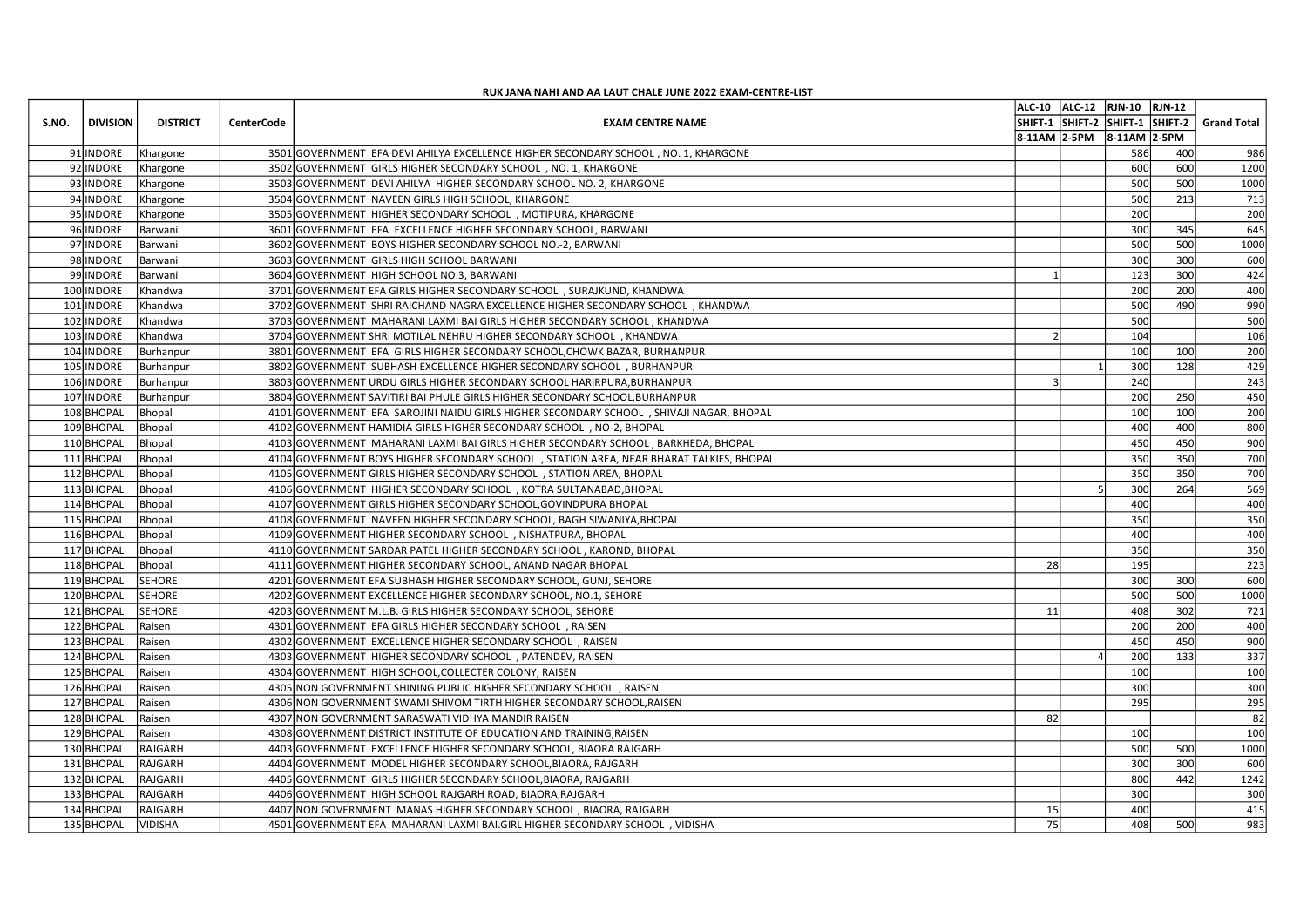**RUK JANA NAHI AND AA LAUT CHALE JUNE 2022 EXAM-CENTRE-LIST**

| S.NO. | DIVISION | DISTRICT | CenterCode | EXAM CENTRE NAME | ALC-10 | ALC-12 | RJN-10 | RJN-12 | Grand Total |
|---|---|---|---|---|---|---|---|---|---|
| | | | | | SHIFT-1 | SHIFT-2 | SHIFT-1 | SHIFT-2 | |
| | | | | | 8-11AM | 2-5PM | 8-11AM | 2-5PM | |
| 91 | INDORE | Khargone | 3501 | GOVERNMENT EFA DEVI AHILYA EXCELLENCE HIGHER SECONDARY SCHOOL , NO. 1, KHARGONE | | | 586 | 400 | 986 |
| 92 | INDORE | Khargone | 3502 | GOVERNMENT GIRLS HIGHER SECONDARY SCHOOL , NO. 1, KHARGONE | | | 600 | 600 | 1200 |
| 93 | INDORE | Khargone | 3503 | GOVERNMENT DEVI AHILYA HIGHER SECONDARY SCHOOL NO. 2, KHARGONE | | | 500 | 500 | 1000 |
| 94 | INDORE | Khargone | 3504 | GOVERNMENT NAVEEN GIRLS HIGH SCHOOL, KHARGONE | | | 500 | 213 | 713 |
| 95 | INDORE | Khargone | 3505 | GOVERNMENT HIGHER SECONDARY SCHOOL , MOTIPURA, KHARGONE | | | 200 | | 200 |
| 96 | INDORE | Barwani | 3601 | GOVERNMENT EFA EXCELLENCE HIGHER SECONDARY SCHOOL, BARWANI | | | 300 | 345 | 645 |
| 97 | INDORE | Barwani | 3602 | GOVERNMENT BOYS HIGHER SECONDARY SCHOOL NO.-2, BARWANI | | | 500 | 500 | 1000 |
| 98 | INDORE | Barwani | 3603 | GOVERNMENT GIRLS HIGH SCHOOL BARWANI | | | 300 | 300 | 600 |
| 99 | INDORE | Barwani | 3604 | GOVERNMENT HIGH SCHOOL NO.3, BARWANI | 1 | | 123 | 300 | 424 |
| 100 | INDORE | Khandwa | 3701 | GOVERNMENT EFA GIRLS HIGHER SECONDARY SCHOOL , SURAJKUND, KHANDWA | | | 200 | 200 | 400 |
| 101 | INDORE | Khandwa | 3702 | GOVERNMENT SHRI RAICHAND NAGRA EXCELLENCE HIGHER SECONDARY SCHOOL , KHANDWA | | | 500 | 490 | 990 |
| 102 | INDORE | Khandwa | 3703 | GOVERNMENT MAHARANI LAXMI BAI GIRLS HIGHER SECONDARY SCHOOL , KHANDWA | | | 500 | | 500 |
| 103 | INDORE | Khandwa | 3704 | GOVERNMENT SHRI MOTILAL NEHRU HIGHER SECONDARY SCHOOL , KHANDWA | 2 | | 104 | | 106 |
| 104 | INDORE | Burhanpur | 3801 | GOVERNMENT EFA GIRLS HIGHER SECONDARY SCHOOL,CHOWK BAZAR, BURHANPUR | | | 100 | 100 | 200 |
| 105 | INDORE | Burhanpur | 3802 | GOVERNMENT SUBHASH EXCELLENCE HIGHER SECONDARY SCHOOL , BURHANPUR | | 1 | 300 | 128 | 429 |
| 106 | INDORE | Burhanpur | 3803 | GOVERNMENT URDU GIRLS HIGHER SECONDARY SCHOOL HARIRPURA,BURHANPUR | 3 | | 240 | | 243 |
| 107 | INDORE | Burhanpur | 3804 | GOVERNMENT SAVITIRI BAI PHULE GIRLS HIGHER SECONDARY SCHOOL,BURHANPUR | | | 200 | 250 | 450 |
| 108 | BHOPAL | Bhopal | 4101 | GOVERNMENT EFA SAROJINI NAIDU GIRLS HIGHER SECONDARY SCHOOL , SHIVAJI NAGAR, BHOPAL | | | 100 | 100 | 200 |
| 109 | BHOPAL | Bhopal | 4102 | GOVERNMENT HAMIDIA GIRLS HIGHER SECONDARY SCHOOL , NO-2, BHOPAL | | | 400 | 400 | 800 |
| 110 | BHOPAL | Bhopal | 4103 | GOVERNMENT MAHARANI LAXMI BAI GIRLS HIGHER SECONDARY SCHOOL , BARKHEDA, BHOPAL | | | 450 | 450 | 900 |
| 111 | BHOPAL | Bhopal | 4104 | GOVERNMENT BOYS HIGHER SECONDARY SCHOOL , STATION AREA, NEAR BHARAT TALKIES, BHOPAL | | | 350 | 350 | 700 |
| 112 | BHOPAL | Bhopal | 4105 | GOVERNMENT GIRLS HIGHER SECONDARY SCHOOL , STATION AREA, BHOPAL | | | 350 | 350 | 700 |
| 113 | BHOPAL | Bhopal | 4106 | GOVERNMENT HIGHER SECONDARY SCHOOL , KOTRA SULTANABAD,BHOPAL | | 5 | 300 | 264 | 569 |
| 114 | BHOPAL | Bhopal | 4107 | GOVERNMENT GIRLS HIGHER SECONDARY SCHOOL,GOVINDPURA BHOPAL | | | 400 | | 400 |
| 115 | BHOPAL | Bhopal | 4108 | GOVERNMENT NAVEEN HIGHER SECONDARY SCHOOL, BAGH SIWANIYA,BHOPAL | | | 350 | | 350 |
| 116 | BHOPAL | Bhopal | 4109 | GOVERNMENT HIGHER SECONDARY SCHOOL , NISHATPURA, BHOPAL | | | 400 | | 400 |
| 117 | BHOPAL | Bhopal | 4110 | GOVERNMENT SARDAR PATEL HIGHER SECONDARY SCHOOL , KAROND, BHOPAL | | | 350 | | 350 |
| 118 | BHOPAL | Bhopal | 4111 | GOVERNMENT HIGHER SECONDARY SCHOOL, ANAND NAGAR BHOPAL | 28 | | 195 | | 223 |
| 119 | BHOPAL | SEHORE | 4201 | GOVERNMENT EFA SUBHASH HIGHER SECONDARY SCHOOL, GUNJ, SEHORE | | | 300 | 300 | 600 |
| 120 | BHOPAL | SEHORE | 4202 | GOVERNMENT EXCELLENCE HIGHER SECONDARY SCHOOL, NO.1, SEHORE | | | 500 | 500 | 1000 |
| 121 | BHOPAL | SEHORE | 4203 | GOVERNMENT M.L.B. GIRLS HIGHER SECONDARY SCHOOL, SEHORE | 11 | | 408 | 302 | 721 |
| 122 | BHOPAL | Raisen | 4301 | GOVERNMENT EFA GIRLS HIGHER SECONDARY SCHOOL , RAISEN | | | 200 | 200 | 400 |
| 123 | BHOPAL | Raisen | 4302 | GOVERNMENT EXCELLENCE HIGHER SECONDARY SCHOOL , RAISEN | | | 450 | 450 | 900 |
| 124 | BHOPAL | Raisen | 4303 | GOVERNMENT HIGHER SECONDARY SCHOOL , PATENDEV, RAISEN | | 4 | 200 | 133 | 337 |
| 125 | BHOPAL | Raisen | 4304 | GOVERNMENT HIGH SCHOOL,COLLECTER COLONY, RAISEN | | | 100 | | 100 |
| 126 | BHOPAL | Raisen | 4305 | NON GOVERNMENT SHINING PUBLIC HIGHER SECONDARY SCHOOL , RAISEN | | | 300 | | 300 |
| 127 | BHOPAL | Raisen | 4306 | NON GOVERNMENT SWAMI SHIVOM TIRTH HIGHER SECONDARY SCHOOL,RAISEN | | | 295 | | 295 |
| 128 | BHOPAL | Raisen | 4307 | NON GOVERNMENT SARASWATI VIDHYA MANDIR RAISEN | 82 | | | | 82 |
| 129 | BHOPAL | Raisen | 4308 | GOVERNMENT DISTRICT INSTITUTE OF EDUCATION AND TRAINING,RAISEN | | | 100 | | 100 |
| 130 | BHOPAL | RAJGARH | 4403 | GOVERNMENT EXCELLENCE HIGHER SECONDARY SCHOOL, BIAORA RAJGARH | | | 500 | 500 | 1000 |
| 131 | BHOPAL | RAJGARH | 4404 | GOVERNMENT MODEL HIGHER SECONDARY SCHOOL,BIAORA, RAJGARH | | | 300 | 300 | 600 |
| 132 | BHOPAL | RAJGARH | 4405 | GOVERNMENT GIRLS HIGHER SECONDARY SCHOOL,BIAORA, RAJGARH | | | 800 | 442 | 1242 |
| 133 | BHOPAL | RAJGARH | 4406 | GOVERNMENT HIGH SCHOOL RAJGARH ROAD, BIAORA,RAJGARH | | | 300 | | 300 |
| 134 | BHOPAL | RAJGARH | 4407 | NON GOVERNMENT MANAS HIGHER SECONDARY SCHOOL , BIAORA, RAJGARH | 15 | | 400 | | 415 |
| 135 | BHOPAL | VIDISHA | 4501 | GOVERNMENT EFA MAHARANI LAXMI BAI.GIRL HIGHER SECONDARY SCHOOL , VIDISHA | 75 | | 408 | 500 | 983 |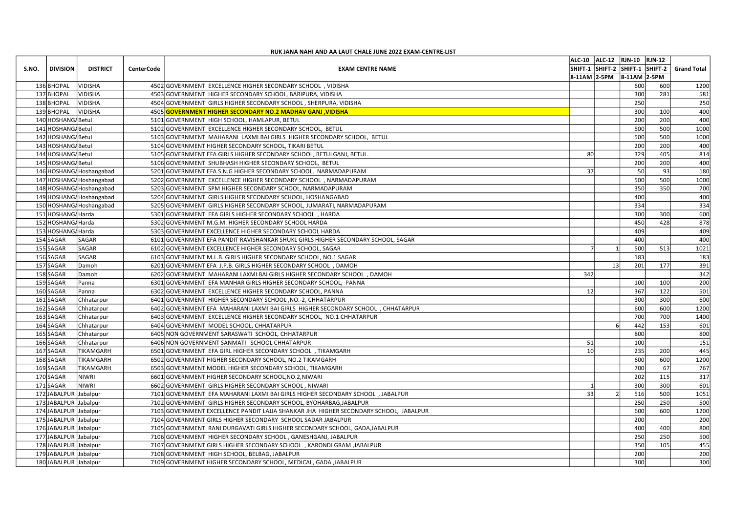**RUK JANA NAHI AND AA LAUT CHALE JUNE 2022 EXAM-CENTRE-LIST**

| S.NO. | DIVISION | DISTRICT | CenterCode | EXAM CENTRE NAME | ALC-10 SHIFT-1 8-11AM | ALC-12 SHIFT-2 2-5PM | RJN-10 SHIFT-1 8-11AM | RJN-12 SHIFT-2 2-5PM | Grand Total |
|---|---|---|---|---|---|---|---|---|---|
| 136 | BHOPAL | VIDISHA | 4502 | GOVERNMENT EXCELLENCE HIGHER SECONDARY SCHOOL , VIDISHA | | | 600 | 600 | 1200 |
| 137 | BHOPAL | VIDISHA | 4503 | GOVERNMENT HIGHER SECONDARY SCHOOL, BARIPURA, VIDISHA | | | 300 | 281 | 581 |
| 138 | BHOPAL | VIDISHA | 4504 | GOVERNMENT GIRLS HIGHER SECONDARY SCHOOL , SHERPURA, VIDISHA | | | 250 | | 250 |
| 139 | BHOPAL | VIDISHA | 4505 | **GOVERNMENT HIGHER SECONDARY NO.2 MADHAV GANJ ,VIDISHA** | | | 300 | 100 | 400 |
| 140 | HOSHANGA | Betul | 5101 | GOVERNMENT HIGH SCHOOL, HAMLAPUR, BETUL | | | 200 | 200 | 400 |
| 141 | HOSHANGA | Betul | 5102 | GOVERNMENT EXCELLENCE HIGHER SECONDARY SCHOOL, BETUL | | | 500 | 500 | 1000 |
| 142 | HOSHANGA | Betul | 5103 | GOVERNMENT MAHARANI LAXMI BAI GIRLS HIGHER SECONDARY SCHOOL, BETUL | | | 500 | 500 | 1000 |
| 143 | HOSHANGA | Betul | 5104 | GOVERNMENT HIGHER SECONDARY SCHOOL, TIKARI BETUL | | | 200 | 200 | 400 |
| 144 | HOSHANGA | Betul | 5105 | GOVERNMENT EFA GIRLS HIGHER SECONDARY SCHOOL, BETULGANJ, BETUL. | 80 | | 329 | 405 | 814 |
| 145 | HOSHANGA | Betul | 5106 | GOVERNMENT SHUBHASH HIGHER SECONDARY SCHOOL, BETUL | | | 200 | 200 | 400 |
| 146 | HOSHANGA | Hoshangabad | 5201 | GOVERNMENT EFA S.N.G HIGHER SECONDARY SCHOOL, NARMADAPURAM | 37 | | 50 | 93 | 180 |
| 147 | HOSHANGA | Hoshangabad | 5202 | GOVERNMENT EXCELLENCE HIGHER SECONDARY SCHOOL , NARMADAPURAM | | | 500 | 500 | 1000 |
| 148 | HOSHANGA | Hoshangabad | 5203 | GOVERNMENT SPM HIGHER SECONDARY SCHOOL, NARMADAPURAM | | | 350 | 350 | 700 |
| 149 | HOSHANGA | Hoshangabad | 5204 | GOVERNMENT GIRLS HIGHER SECONDARY SCHOOL, HOSHANGABAD | | | 400 | | 400 |
| 150 | HOSHANGA | Hoshangabad | 5205 | GOVERNMENT GIRLS HIGHER SECONDARY SCHOOL, JUMARATI, NARMADAPURAM | | | 334 | | 334 |
| 151 | HOSHANGA | Harda | 5301 | GOVERNMENT EFA GIRLS HIGHER SECONDARY SCHOOL , HARDA | | | 300 | 300 | 600 |
| 152 | HOSHANGA | Harda | 5302 | GOVERNMENT M.G.M. HIGHER SECONDARY SCHOOL HARDA | | | 450 | 428 | 878 |
| 153 | HOSHANGA | Harda | 5303 | GOVERNMENT EXCELLENCE HIGHER SECONDARY SCHOOL HARDA | | | 409 | | 409 |
| 154 | SAGAR | SAGAR | 6101 | GOVERNMENT EFA PANDIT RAVISHANKAR SHUKL GIRLS HIGHER SECONDARY SCHOOL, SAGAR | | | 400 | | 400 |
| 155 | SAGAR | SAGAR | 6102 | GOVERNMENT EXCELLENCE HIGHER SECONDARY SCHOOL, SAGAR | 7 | 1 | 500 | 513 | 1021 |
| 156 | SAGAR | SAGAR | 6103 | GOVERNMENT M.L.B. GIRLS HIGHER SECONDARY SCHOOL, NO.1 SAGAR | | | 183 | | 183 |
| 157 | SAGAR | Damoh | 6201 | GOVERNMENT EFA J.P.B. GIRLS HIGHER SECONDARY SCHOOL , DAMOH | | 13 | 201 | 177 | 391 |
| 158 | SAGAR | Damoh | 6202 | GOVERNMENT MAHARANI LAXMI BAI GIRLS HIGHER SECONDARY SCHOOL , DAMOH | 342 | | | | 342 |
| 159 | SAGAR | Panna | 6301 | GOVERNMENT EFA MANHAR GIRLS HIGHER SECONDARY SCHOOL, PANNA | | | 100 | 100 | 200 |
| 160 | SAGAR | Panna | 6302 | GOVERNMENT EXCELLENCE HIGHER SECONDARY SCHOOL, PANNA | 12 | | 367 | 122 | 501 |
| 161 | SAGAR | Chhatarpur | 6401 | GOVERNMENT HIGHER SECONDARY SCHOOL ,NO.-2, CHHATARPUR | | | 300 | 300 | 600 |
| 162 | SAGAR | Chhatarpur | 6402 | GOVERNMENT EFA MAHARANI LAXMI BAI GIRLS HIGHER SECONDARY SCHOOL , CHHATARPUR | | | 600 | 600 | 1200 |
| 163 | SAGAR | Chhatarpur | 6403 | GOVERNMENT EXCELLENCE HIGHER SECONDARY SCHOOL, NO.1 CHHATARPUR | | | 700 | 700 | 1400 |
| 164 | SAGAR | Chhatarpur | 6404 | GOVERNMENT MODEL SCHOOL, CHHATARPUR | | 6 | 442 | 153 | 601 |
| 165 | SAGAR | Chhatarpur | 6405 | NON GOVERNMENT SARASWATI SCHOOL, CHHATARPUR | | | 800 | | 800 |
| 166 | SAGAR | Chhatarpur | 6406 | NON GOVERNMENT SANMATI SCHOOL CHHATARPUR | 51 | | 100 | | 151 |
| 167 | SAGAR | TIKAMGARH | 6501 | GOVERNMENT EFA GIRL HIGHER SECONDARY SCHOOL , TIKAMGARH | 10 | | 235 | 200 | 445 |
| 168 | SAGAR | TIKAMGARH | 6502 | GOVERNMENT HIGHER SECONDARY SCHOOL, NO.2 TIKAMGARH | | | 600 | 600 | 1200 |
| 169 | SAGAR | TIKAMGARH | 6503 | GOVERNMENT MODEL HIGHER SECONDARY SCHOOL, TIKAMGARH | | | 700 | 67 | 767 |
| 170 | SAGAR | NIWRI | 6601 | GOVERNMENT HIGHER SECONDARY SCHOOL,NO.2,NIWARI | | | 202 | 115 | 317 |
| 171 | SAGAR | NIWRI | 6602 | GOVERNMENT GIRLS HIGHER SECONDARY SCHOOL , NIWARI | 1 | | 300 | 300 | 601 |
| 172 | JABALPUR | Jabalpur | 7101 | GOVERNMENT EFA MAHARANI LAXMI BAI GIRLS HIGHER SECONDARY SCHOOL , JABALPUR | 33 | 2 | 516 | 500 | 1051 |
| 173 | JABALPUR | Jabalpur | 7102 | GOVERNMENT GIRLS HIGHER SECONDARY SCHOOL, BYOHARBAG,JABALPUR | | | 250 | 250 | 500 |
| 174 | JABALPUR | Jabalpur | 7103 | GOVERNMENT EXCELLENCE PANDIT LAJJA SHANKAR JHA HIGHER SECONDARY SCHOOL, JABALPUR | | | 600 | 600 | 1200 |
| 175 | JABALPUR | Jabalpur | 7104 | GOVERNMENT GIRLS HIGHER SECONDARY SCHOOL SADAR JABALPUR | | | 200 | | 200 |
| 176 | JABALPUR | Jabalpur | 7105 | GOVERNMENT RANI DURGAVATI GIRLS HIGHER SECONDARY SCHOOL, GADA,JABALPUR | | | 400 | 400 | 800 |
| 177 | JABALPUR | Jabalpur | 7106 | GOVERNMENT HIGHER SECONDARY SCHOOL , GANESHGANJ, JABALPUR | | | 250 | 250 | 500 |
| 178 | JABALPUR | Jabalpur | 7107 | GOVERNMENT GIRLS HIGHER SECONDARY SCHOOL , KARONDI GRAM ,JABALPUR | | | 350 | 105 | 455 |
| 179 | JABALPUR | Jabalpur | 7108 | GOVERNMENT HIGH SCHOOL, BELBAG, JABALPUR | | | 200 | | 200 |
| 180 | JABALPUR | Jabalpur | 7109 | GOVERNMENT HIGHER SECONDARY SCHOOL, MEDICAL, GADA ,JABALPUR | | | 300 | | 300 |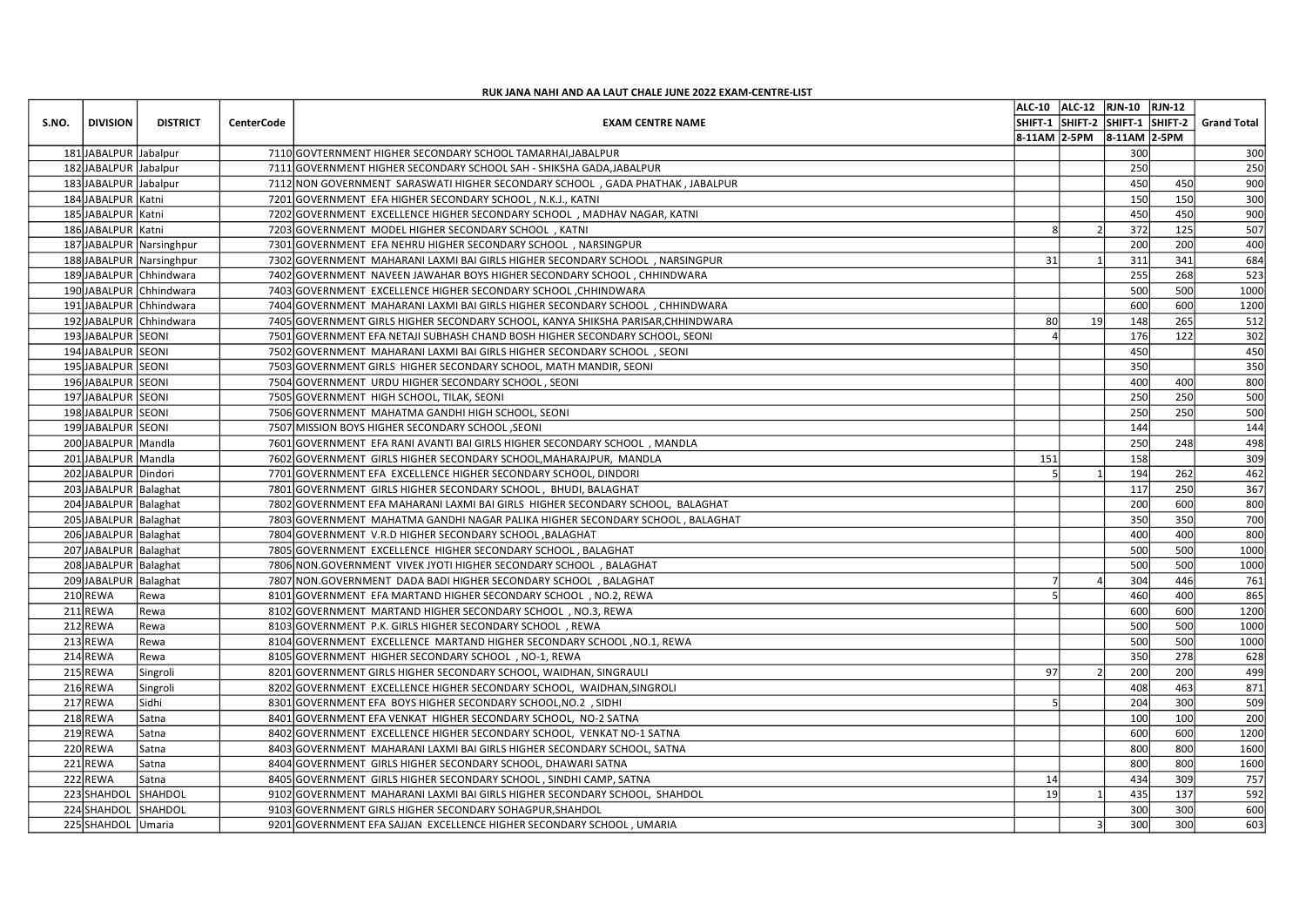**RUK JANA NAHI AND AA LAUT CHALE JUNE 2022 EXAM-CENTRE-LIST**

| S.NO. | DIVISION | DISTRICT | CenterCode | EXAM CENTRE NAME | ALC-10 SHIFT-1 8-11AM | ALC-12 SHIFT-2 2-5PM | RJN-10 SHIFT-1 8-11AM | RJN-12 SHIFT-2 2-5PM | Grand Total |
|---|---|---|---|---|---|---|---|---|---|
| 181 | JABALPUR | Jabalpur | 7110 | GOVTERNMENT HIGHER SECONDARY SCHOOL TAMARHAI,JABALPUR | | | 300 | | 300 |
| 182 | JABALPUR | Jabalpur | 7111 | GOVERNMENT HIGHER SECONDARY SCHOOL SAH - SHIKSHA GADA,JABALPUR | | | 250 | | 250 |
| 183 | JABALPUR | Jabalpur | 7112 | NON GOVERNMENT SARASWATI HIGHER SECONDARY SCHOOL , GADA PHATHAK , JABALPUR | | | 450 | 450 | 900 |
| 184 | JABALPUR | Katni | 7201 | GOVERNMENT EFA HIGHER SECONDARY SCHOOL , N.K.J., KATNI | | | 150 | 150 | 300 |
| 185 | JABALPUR | Katni | 7202 | GOVERNMENT EXCELLENCE HIGHER SECONDARY SCHOOL , MADHAV NAGAR, KATNI | | | 450 | 450 | 900 |
| 186 | JABALPUR | Katni | 7203 | GOVERNMENT MODEL HIGHER SECONDARY SCHOOL , KATNI | 8 | 2 | 372 | 125 | 507 |
| 187 | JABALPUR | Narsinghpur | 7301 | GOVERNMENT EFA NEHRU HIGHER SECONDARY SCHOOL , NARSINGPUR | | | 200 | 200 | 400 |
| 188 | JABALPUR | Narsinghpur | 7302 | GOVERNMENT MAHARANI LAXMI BAI GIRLS HIGHER SECONDARY SCHOOL , NARSINGPUR | 31 | 1 | 311 | 341 | 684 |
| 189 | JABALPUR | Chhindwara | 7402 | GOVERNMENT NAVEEN JAWAHAR BOYS HIGHER SECONDARY SCHOOL , CHHINDWARA | | | 255 | 268 | 523 |
| 190 | JABALPUR | Chhindwara | 7403 | GOVERNMENT EXCELLENCE HIGHER SECONDARY SCHOOL ,CHHINDWARA | | | 500 | 500 | 1000 |
| 191 | JABALPUR | Chhindwara | 7404 | GOVERNMENT MAHARANI LAXMI BAI GIRLS HIGHER SECONDARY SCHOOL , CHHINDWARA | | | 600 | 600 | 1200 |
| 192 | JABALPUR | Chhindwara | 7405 | GOVERNMENT GIRLS HIGHER SECONDARY SCHOOL, KANYA SHIKSHA PARISAR,CHHINDWARA | 80 | 19 | 148 | 265 | 512 |
| 193 | JABALPUR | SEONI | 7501 | GOVERNMENT EFA NETAJI SUBHASH CHAND BOSH HIGHER SECONDARY SCHOOL, SEONI | 4 | | 176 | 122 | 302 |
| 194 | JABALPUR | SEONI | 7502 | GOVERNMENT MAHARANI LAXMI BAI GIRLS HIGHER SECONDARY SCHOOL , SEONI | | | 450 | | 450 |
| 195 | JABALPUR | SEONI | 7503 | GOVERNMENT GIRLS HIGHER SECONDARY SCHOOL, MATH MANDIR, SEONI | | | 350 | | 350 |
| 196 | JABALPUR | SEONI | 7504 | GOVERNMENT URDU HIGHER SECONDARY SCHOOL , SEONI | | | 400 | 400 | 800 |
| 197 | JABALPUR | SEONI | 7505 | GOVERNMENT HIGH SCHOOL, TILAK, SEONI | | | 250 | 250 | 500 |
| 198 | JABALPUR | SEONI | 7506 | GOVERNMENT MAHATMA GANDHI HIGH SCHOOL, SEONI | | | 250 | 250 | 500 |
| 199 | JABALPUR | SEONI | 7507 | MISSION BOYS HIGHER SECONDARY SCHOOL ,SEONI | | | 144 | | 144 |
| 200 | JABALPUR | Mandla | 7601 | GOVERNMENT EFA RANI AVANTI BAI GIRLS HIGHER SECONDARY SCHOOL , MANDLA | | | 250 | 248 | 498 |
| 201 | JABALPUR | Mandla | 7602 | GOVERNMENT GIRLS HIGHER SECONDARY SCHOOL,MAHARAJPUR, MANDLA | 151 | | 158 | | 309 |
| 202 | JABALPUR | Dindori | 7701 | GOVERNMENT EFA EXCELLENCE HIGHER SECONDARY SCHOOL, DINDORI | 5 | 1 | 194 | 262 | 462 |
| 203 | JABALPUR | Balaghat | 7801 | GOVERNMENT GIRLS HIGHER SECONDARY SCHOOL , BHUDI, BALAGHAT | | | 117 | 250 | 367 |
| 204 | JABALPUR | Balaghat | 7802 | GOVERNMENT EFA MAHARANI LAXMI BAI GIRLS HIGHER SECONDARY SCHOOL, BALAGHAT | | | 200 | 600 | 800 |
| 205 | JABALPUR | Balaghat | 7803 | GOVERNMENT MAHATMA GANDHI NAGAR PALIKA HIGHER SECONDARY SCHOOL , BALAGHAT | | | 350 | 350 | 700 |
| 206 | JABALPUR | Balaghat | 7804 | GOVERNMENT V.R.D HIGHER SECONDARY SCHOOL ,BALAGHAT | | | 400 | 400 | 800 |
| 207 | JABALPUR | Balaghat | 7805 | GOVERNMENT EXCELLENCE HIGHER SECONDARY SCHOOL , BALAGHAT | | | 500 | 500 | 1000 |
| 208 | JABALPUR | Balaghat | 7806 | NON.GOVERNMENT VIVEK JYOTI HIGHER SECONDARY SCHOOL , BALAGHAT | | | 500 | 500 | 1000 |
| 209 | JABALPUR | Balaghat | 7807 | NON.GOVERNMENT DADA BADI HIGHER SECONDARY SCHOOL , BALAGHAT | 7 | 4 | 304 | 446 | 761 |
| 210 | REWA | Rewa | 8101 | GOVERNMENT EFA MARTAND HIGHER SECONDARY SCHOOL , NO.2, REWA | 5 | | 460 | 400 | 865 |
| 211 | REWA | Rewa | 8102 | GOVERNMENT MARTAND HIGHER SECONDARY SCHOOL , NO.3, REWA | | | 600 | 600 | 1200 |
| 212 | REWA | Rewa | 8103 | GOVERNMENT P.K. GIRLS HIGHER SECONDARY SCHOOL , REWA | | | 500 | 500 | 1000 |
| 213 | REWA | Rewa | 8104 | GOVERNMENT EXCELLENCE MARTAND HIGHER SECONDARY SCHOOL ,NO.1, REWA | | | 500 | 500 | 1000 |
| 214 | REWA | Rewa | 8105 | GOVERNMENT HIGHER SECONDARY SCHOOL , NO-1, REWA | | | 350 | 278 | 628 |
| 215 | REWA | Singroli | 8201 | GOVERNMENT GIRLS HIGHER SECONDARY SCHOOL, WAIDHAN, SINGRAULI | 97 | 2 | 200 | 200 | 499 |
| 216 | REWA | Singroli | 8202 | GOVERNMENT EXCELLENCE HIGHER SECONDARY SCHOOL, WAIDHAN,SINGROLI | | | 408 | 463 | 871 |
| 217 | REWA | Sidhi | 8301 | GOVERNMENT EFA BOYS HIGHER SECONDARY SCHOOL,NO.2 , SIDHI | 5 | | 204 | 300 | 509 |
| 218 | REWA | Satna | 8401 | GOVERNMENT EFA VENKAT HIGHER SECONDARY SCHOOL, NO-2 SATNA | | | 100 | 100 | 200 |
| 219 | REWA | Satna | 8402 | GOVERNMENT EXCELLENCE HIGHER SECONDARY SCHOOL, VENKAT NO-1 SATNA | | | 600 | 600 | 1200 |
| 220 | REWA | Satna | 8403 | GOVERNMENT MAHARANI LAXMI BAI GIRLS HIGHER SECONDARY SCHOOL, SATNA | | | 800 | 800 | 1600 |
| 221 | REWA | Satna | 8404 | GOVERNMENT GIRLS HIGHER SECONDARY SCHOOL, DHAWARI SATNA | | | 800 | 800 | 1600 |
| 222 | REWA | Satna | 8405 | GOVERNMENT GIRLS HIGHER SECONDARY SCHOOL , SINDHI CAMP, SATNA | 14 | | 434 | 309 | 757 |
| 223 | SHAHDOL | SHAHDOL | 9102 | GOVERNMENT MAHARANI LAXMI BAI GIRLS HIGHER SECONDARY SCHOOL, SHAHDOL | 19 | 1 | 435 | 137 | 592 |
| 224 | SHAHDOL | SHAHDOL | 9103 | GOVERNMENT GIRLS HIGHER SECONDARY SOHAGPUR,SHAHDOL | | | 300 | 300 | 600 |
| 225 | SHAHDOL | Umaria | 9201 | GOVERNMENT EFA SAJJAN EXCELLENCE HIGHER SECONDARY SCHOOL , UMARIA | | 3 | 300 | 300 | 603 |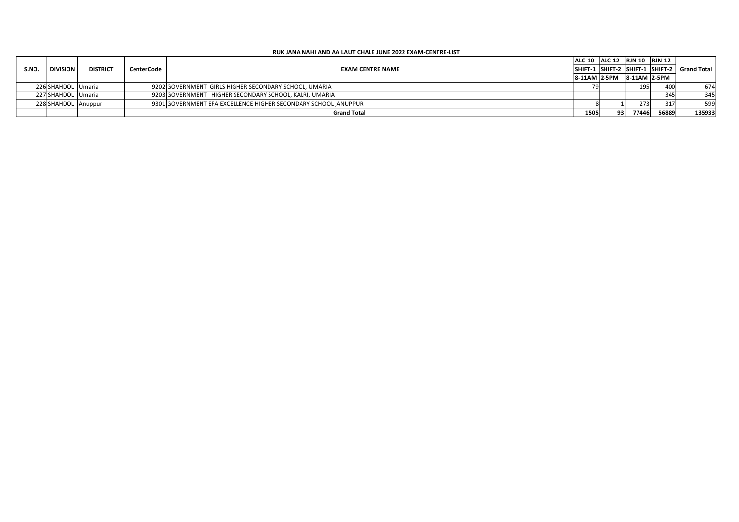**RUK JANA NAHI AND AA LAUT CHALE JUNE 2022 EXAM-CENTRE-LIST**

| S.NO. | DIVISION | DISTRICT | CenterCode | EXAM CENTRE NAME | ALC-10 SHIFT-1 8-11AM | ALC-12 SHIFT-2 2-5PM | RJN-10 SHIFT-1 8-11AM | RJN-12 SHIFT-2 2-5PM | Grand Total |
|---|---|---|---|---|---|---|---|---|---|
| 226 | SHAHDOL | Umaria | 9202 | GOVERNMENT GIRLS HIGHER SECONDARY SCHOOL, UMARIA | 79 | | 195 | 400 | 674 |
| 227 | SHAHDOL | Umaria | 9203 | GOVERNMENT HIGHER SECONDARY SCHOOL, KALRI, UMARIA | | | | 345 | 345 |
| 228 | SHAHDOL | Anuppur | 9301 | GOVERNMENT EFA EXCELLENCE HIGHER SECONDARY SCHOOL ,ANUPPUR | 8 | 1 | 273 | 317 | 599 |
| | | | | **Grand Total** | **1505** | **93** | **77446** | **56889** | **135933** |